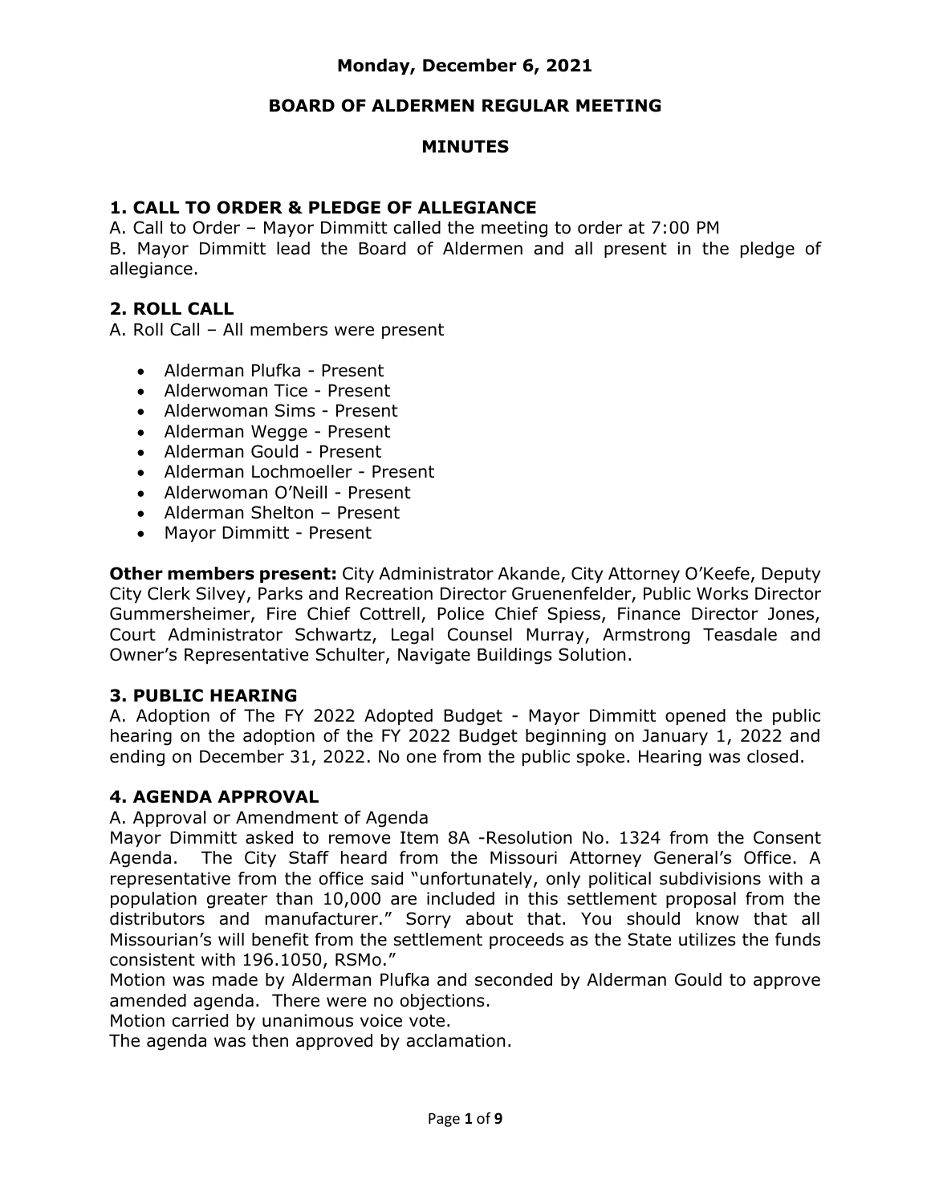**Monday, December 6, 2021**

**BOARD OF ALDERMEN REGULAR MEETING**

**MINUTES**

## 1. CALL TO ORDER & PLEDGE OF ALLEGIANCE

A. Call to Order – Mayor Dimmitt called the meeting to order at 7:00 PM

B. Mayor Dimmitt lead the Board of Aldermen and all present in the pledge of allegiance.

## 2. ROLL CALL

A. Roll Call – All members were present

- Alderman Plufka - Present
- Alderwoman Tice - Present
- Alderwoman Sims - Present
- Alderman Wegge - Present
- Alderman Gould - Present
- Alderman Lochmoeller - Present
- Alderwoman O'Neill - Present
- Alderman Shelton – Present
- Mayor Dimmitt - Present

**Other members present:** City Administrator Akande, City Attorney O'Keefe, Deputy City Clerk Silvey, Parks and Recreation Director Gruenenfelder, Public Works Director Gummersheimer, Fire Chief Cottrell, Police Chief Spiess, Finance Director Jones, Court Administrator Schwartz, Legal Counsel Murray, Armstrong Teasdale and Owner's Representative Schulter, Navigate Buildings Solution.

## 3. PUBLIC HEARING

A. Adoption of The FY 2022 Adopted Budget - Mayor Dimmitt opened the public hearing on the adoption of the FY 2022 Budget beginning on January 1, 2022 and ending on December 31, 2022. No one from the public spoke. Hearing was closed.

## 4. AGENDA APPROVAL

A. Approval or Amendment of Agenda

Mayor Dimmitt asked to remove Item 8A -Resolution No. 1324 from the Consent Agenda. The City Staff heard from the Missouri Attorney General's Office. A representative from the office said "unfortunately, only political subdivisions with a population greater than 10,000 are included in this settlement proposal from the distributors and manufacturer." Sorry about that. You should know that all Missourian's will benefit from the settlement proceeds as the State utilizes the funds consistent with 196.1050, RSMo."

Motion was made by Alderman Plufka and seconded by Alderman Gould to approve amended agenda. There were no objections.

Motion carried by unanimous voice vote.

The agenda was then approved by acclamation.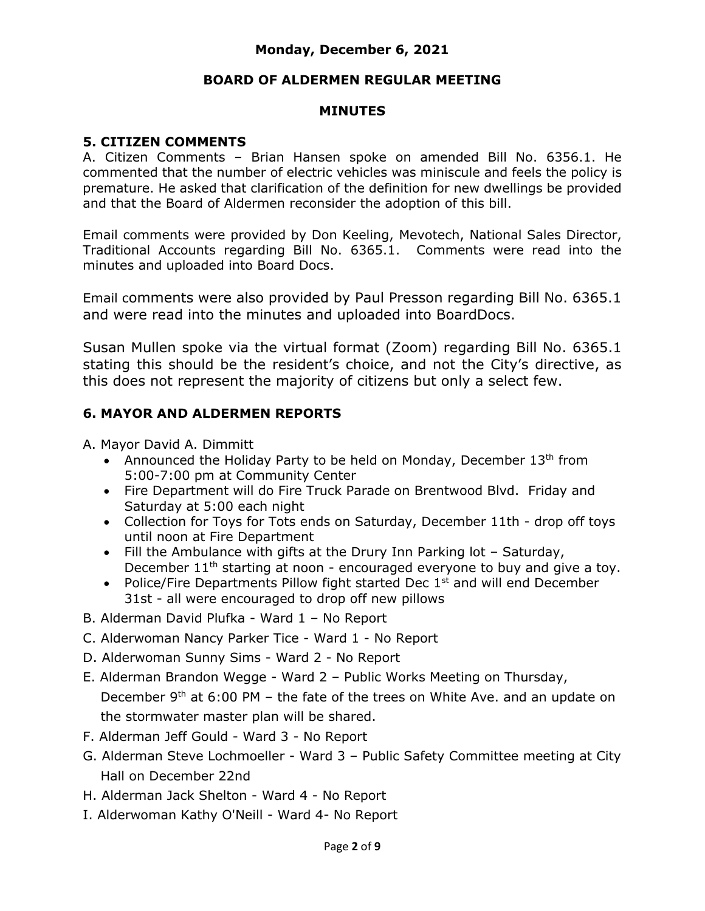**Monday, December 6, 2021**

**BOARD OF ALDERMEN REGULAR MEETING**

**MINUTES**

## 5. CITIZEN COMMENTS

A. Citizen Comments – Brian Hansen spoke on amended Bill No. 6356.1. He commented that the number of electric vehicles was miniscule and feels the policy is premature. He asked that clarification of the definition for new dwellings be provided and that the Board of Aldermen reconsider the adoption of this bill.

Email comments were provided by Don Keeling, Mevotech, National Sales Director, Traditional Accounts regarding Bill No. 6365.1. Comments were read into the minutes and uploaded into Board Docs.

Email comments were also provided by Paul Presson regarding Bill No. 6365.1 and were read into the minutes and uploaded into BoardDocs.

Susan Mullen spoke via the virtual format (Zoom) regarding Bill No. 6365.1 stating this should be the resident's choice, and not the City's directive, as this does not represent the majority of citizens but only a select few.

## 6. MAYOR AND ALDERMEN REPORTS

A. Mayor David A. Dimmitt

- Announced the Holiday Party to be held on Monday, December 13th from 5:00-7:00 pm at Community Center
- Fire Department will do Fire Truck Parade on Brentwood Blvd. Friday and Saturday at 5:00 each night
- Collection for Toys for Tots ends on Saturday, December 11th - drop off toys until noon at Fire Department
- Fill the Ambulance with gifts at the Drury Inn Parking lot – Saturday, December 11th starting at noon - encouraged everyone to buy and give a toy.
- Police/Fire Departments Pillow fight started Dec 1st and will end December 31st - all were encouraged to drop off new pillows

B. Alderman David Plufka - Ward 1 – No Report

C. Alderwoman Nancy Parker Tice - Ward 1 - No Report

D. Alderwoman Sunny Sims - Ward 2 - No Report

E. Alderman Brandon Wegge - Ward 2 – Public Works Meeting on Thursday, December 9th at 6:00 PM – the fate of the trees on White Ave. and an update on the stormwater master plan will be shared.

F. Alderman Jeff Gould - Ward 3 - No Report

G. Alderman Steve Lochmoeller - Ward 3 – Public Safety Committee meeting at City Hall on December 22nd

H. Alderman Jack Shelton - Ward 4 - No Report

I. Alderwoman Kathy O'Neill - Ward 4- No Report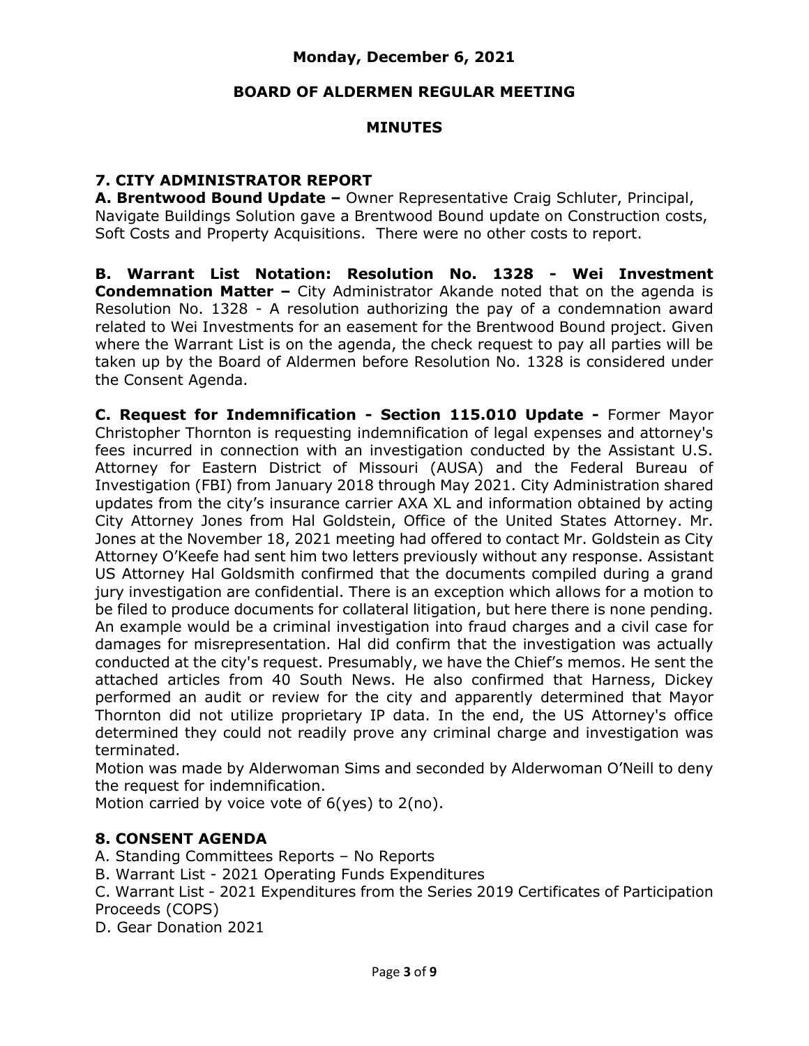**Monday, December 6, 2021**

**BOARD OF ALDERMEN REGULAR MEETING**

**MINUTES**

## 7. CITY ADMINISTRATOR REPORT

**A. Brentwood Bound Update –** Owner Representative Craig Schluter, Principal, Navigate Buildings Solution gave a Brentwood Bound update on Construction costs, Soft Costs and Property Acquisitions. There were no other costs to report.

**B. Warrant List Notation: Resolution No. 1328 - Wei Investment Condemnation Matter –** City Administrator Akande noted that on the agenda is Resolution No. 1328 - A resolution authorizing the pay of a condemnation award related to Wei Investments for an easement for the Brentwood Bound project. Given where the Warrant List is on the agenda, the check request to pay all parties will be taken up by the Board of Aldermen before Resolution No. 1328 is considered under the Consent Agenda.

**C. Request for Indemnification - Section 115.010 Update -** Former Mayor Christopher Thornton is requesting indemnification of legal expenses and attorney's fees incurred in connection with an investigation conducted by the Assistant U.S. Attorney for Eastern District of Missouri (AUSA) and the Federal Bureau of Investigation (FBI) from January 2018 through May 2021. City Administration shared updates from the city's insurance carrier AXA XL and information obtained by acting City Attorney Jones from Hal Goldstein, Office of the United States Attorney. Mr. Jones at the November 18, 2021 meeting had offered to contact Mr. Goldstein as City Attorney O'Keefe had sent him two letters previously without any response. Assistant US Attorney Hal Goldsmith confirmed that the documents compiled during a grand jury investigation are confidential. There is an exception which allows for a motion to be filed to produce documents for collateral litigation, but here there is none pending. An example would be a criminal investigation into fraud charges and a civil case for damages for misrepresentation. Hal did confirm that the investigation was actually conducted at the city's request. Presumably, we have the Chief's memos. He sent the attached articles from 40 South News. He also confirmed that Harness, Dickey performed an audit or review for the city and apparently determined that Mayor Thornton did not utilize proprietary IP data. In the end, the US Attorney's office determined they could not readily prove any criminal charge and investigation was terminated.

Motion was made by Alderwoman Sims and seconded by Alderwoman O'Neill to deny the request for indemnification.

Motion carried by voice vote of 6(yes) to 2(no).

## 8. CONSENT AGENDA

A. Standing Committees Reports – No Reports

B. Warrant List - 2021 Operating Funds Expenditures

C. Warrant List - 2021 Expenditures from the Series 2019 Certificates of Participation Proceeds (COPS)

D. Gear Donation 2021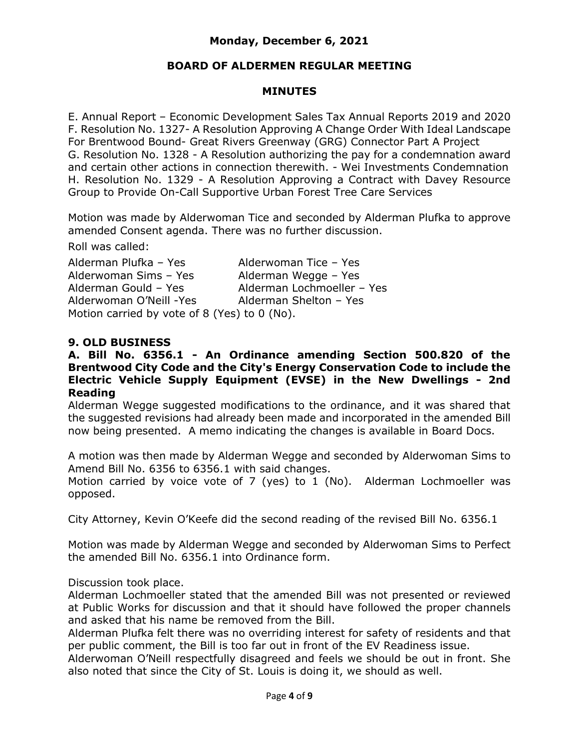**Monday, December 6, 2021**

**BOARD OF ALDERMEN REGULAR MEETING**

**MINUTES**

E. Annual Report – Economic Development Sales Tax Annual Reports 2019 and 2020
F. Resolution No. 1327- A Resolution Approving A Change Order With Ideal Landscape For Brentwood Bound- Great Rivers Greenway (GRG) Connector Part A Project
G. Resolution No. 1328 - A Resolution authorizing the pay for a condemnation award and certain other actions in connection therewith. - Wei Investments Condemnation
H. Resolution No. 1329 - A Resolution Approving a Contract with Davey Resource Group to Provide On-Call Supportive Urban Forest Tree Care Services

Motion was made by Alderwoman Tice and seconded by Alderman Plufka to approve amended Consent agenda. There was no further discussion.

Roll was called:

Alderman Plufka – Yes
Alderwoman Tice – Yes
Alderwoman Sims – Yes
Alderman Wegge – Yes
Alderman Gould – Yes
Alderman Lochmoeller – Yes
Alderwoman O'Neill -Yes
Alderman Shelton – Yes

Motion carried by vote of 8 (Yes) to 0 (No).

## 9. OLD BUSINESS

**A. Bill No. 6356.1 - An Ordinance amending Section 500.820 of the Brentwood City Code and the City's Energy Conservation Code to include the Electric Vehicle Supply Equipment (EVSE) in the New Dwellings - 2nd Reading**

Alderman Wegge suggested modifications to the ordinance, and it was shared that the suggested revisions had already been made and incorporated in the amended Bill now being presented. A memo indicating the changes is available in Board Docs.

A motion was then made by Alderman Wegge and seconded by Alderwoman Sims to Amend Bill No. 6356 to 6356.1 with said changes.
Motion carried by voice vote of 7 (yes) to 1 (No). Alderman Lochmoeller was opposed.

City Attorney, Kevin O'Keefe did the second reading of the revised Bill No. 6356.1

Motion was made by Alderman Wegge and seconded by Alderwoman Sims to Perfect the amended Bill No. 6356.1 into Ordinance form.

Discussion took place.
Alderman Lochmoeller stated that the amended Bill was not presented or reviewed at Public Works for discussion and that it should have followed the proper channels and asked that his name be removed from the Bill.
Alderman Plufka felt there was no overriding interest for safety of residents and that per public comment, the Bill is too far out in front of the EV Readiness issue.
Alderwoman O'Neill respectfully disagreed and feels we should be out in front. She also noted that since the City of St. Louis is doing it, we should as well.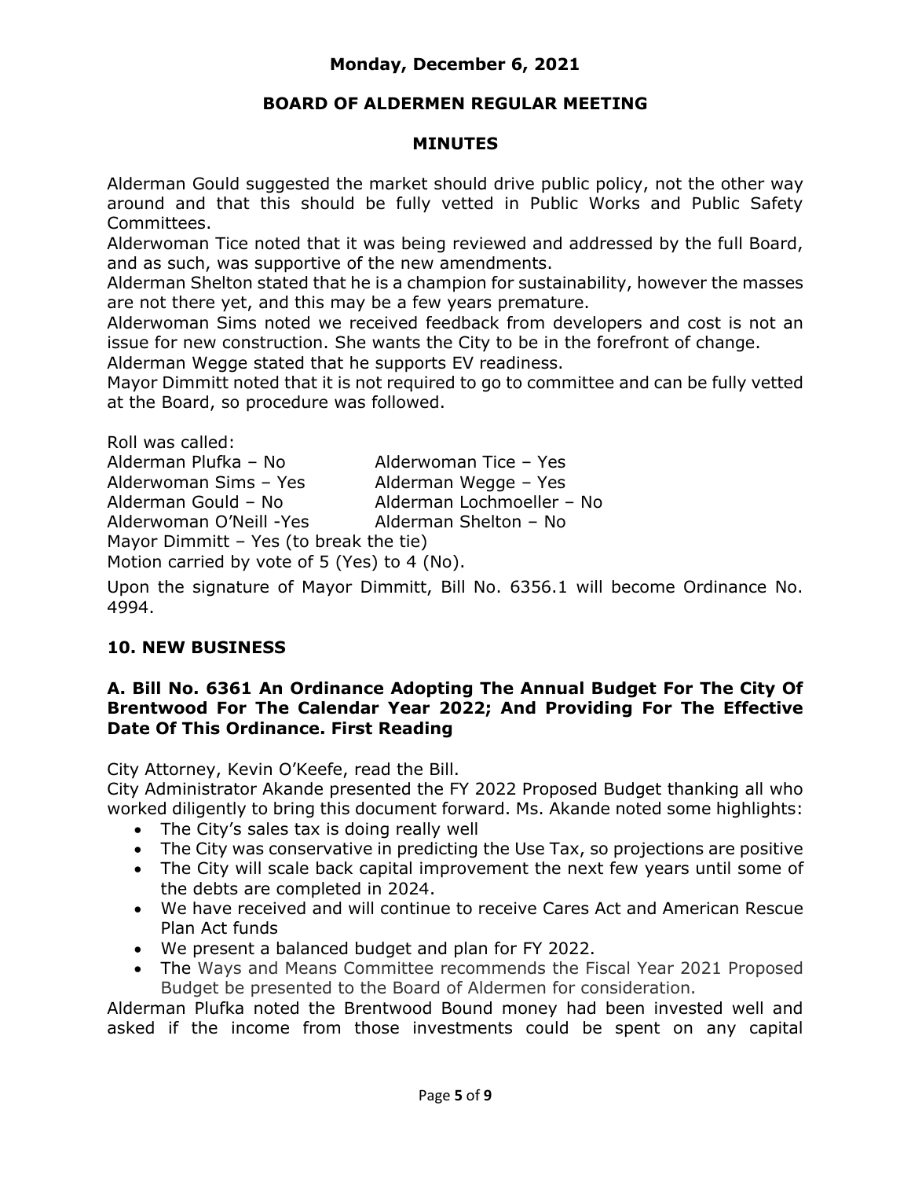Alderman Gould suggested the market should drive public policy, not the other way around and that this should be fully vetted in Public Works and Public Safety Committees.

Alderwoman Tice noted that it was being reviewed and addressed by the full Board, and as such, was supportive of the new amendments.

Alderman Shelton stated that he is a champion for sustainability, however the masses are not there yet, and this may be a few years premature.

Alderwoman Sims noted we received feedback from developers and cost is not an issue for new construction. She wants the City to be in the forefront of change.

Alderman Wegge stated that he supports EV readiness.

Mayor Dimmitt noted that it is not required to go to committee and can be fully vetted at the Board, so procedure was followed.

Roll was called:

| | |
|---|---|
| Alderman Plufka – No | Alderwoman Tice – Yes |
| Alderwoman Sims – Yes | Alderman Wegge – Yes |
| Alderman Gould – No | Alderman Lochmoeller – No |
| Alderwoman O'Neill -Yes | Alderman Shelton – No |

Mayor Dimmitt – Yes (to break the tie)

Motion carried by vote of 5 (Yes) to 4 (No).

Upon the signature of Mayor Dimmitt, Bill No. 6356.1 will become Ordinance No. 4994.

## 10. NEW BUSINESS

### A. Bill No. 6361 An Ordinance Adopting The Annual Budget For The City Of Brentwood For The Calendar Year 2022; And Providing For The Effective Date Of This Ordinance. First Reading

City Attorney, Kevin O'Keefe, read the Bill.

City Administrator Akande presented the FY 2022 Proposed Budget thanking all who worked diligently to bring this document forward. Ms. Akande noted some highlights:

- The City's sales tax is doing really well
- The City was conservative in predicting the Use Tax, so projections are positive
- The City will scale back capital improvement the next few years until some of the debts are completed in 2024.
- We have received and will continue to receive Cares Act and American Rescue Plan Act funds
- We present a balanced budget and plan for FY 2022.
- The Ways and Means Committee recommends the Fiscal Year 2021 Proposed Budget be presented to the Board of Aldermen for consideration.

Alderman Plufka noted the Brentwood Bound money had been invested well and asked if the income from those investments could be spent on any capital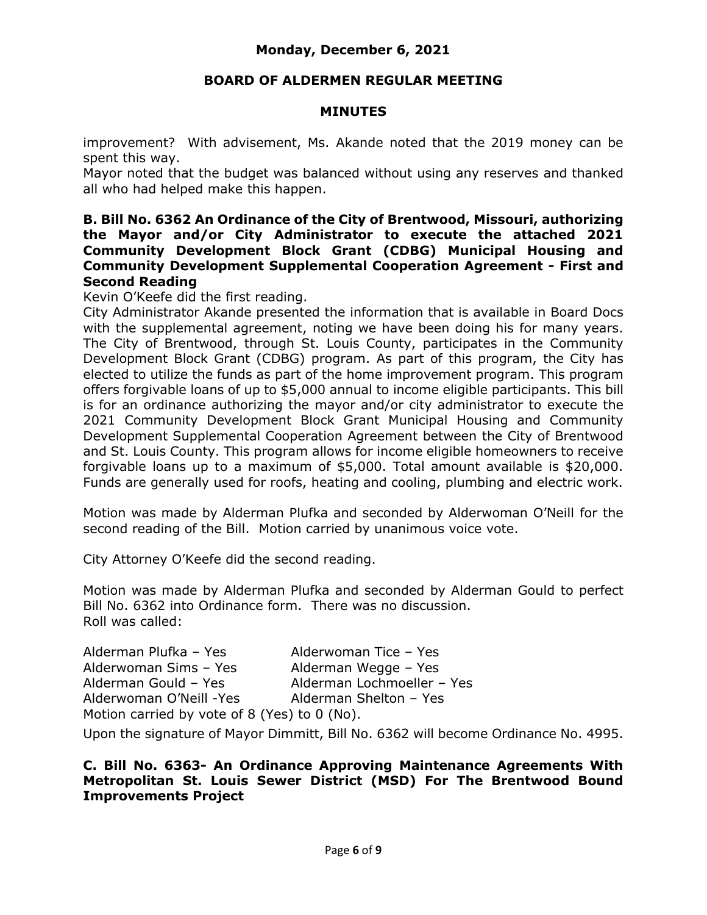improvement? With advisement, Ms. Akande noted that the 2019 money can be spent this way.

Mayor noted that the budget was balanced without using any reserves and thanked all who had helped make this happen.

**B. Bill No. 6362 An Ordinance of the City of Brentwood, Missouri, authorizing the Mayor and/or City Administrator to execute the attached 2021 Community Development Block Grant (CDBG) Municipal Housing and Community Development Supplemental Cooperation Agreement - First and Second Reading**

Kevin O'Keefe did the first reading.

City Administrator Akande presented the information that is available in Board Docs with the supplemental agreement, noting we have been doing his for many years. The City of Brentwood, through St. Louis County, participates in the Community Development Block Grant (CDBG) program. As part of this program, the City has elected to utilize the funds as part of the home improvement program. This program offers forgivable loans of up to $5,000 annual to income eligible participants. This bill is for an ordinance authorizing the mayor and/or city administrator to execute the 2021 Community Development Block Grant Municipal Housing and Community Development Supplemental Cooperation Agreement between the City of Brentwood and St. Louis County. This program allows for income eligible homeowners to receive forgivable loans up to a maximum of $5,000. Total amount available is $20,000. Funds are generally used for roofs, heating and cooling, plumbing and electric work.

Motion was made by Alderman Plufka and seconded by Alderwoman O'Neill for the second reading of the Bill. Motion carried by unanimous voice vote.

City Attorney O'Keefe did the second reading.

Motion was made by Alderman Plufka and seconded by Alderman Gould to perfect Bill No. 6362 into Ordinance form. There was no discussion.
Roll was called:

Alderman Plufka – Yes
Alderwoman Sims – Yes
Alderman Gould – Yes
Alderwoman O'Neill -Yes
Alderwoman Tice – Yes
Alderman Wegge – Yes
Alderman Lochmoeller – Yes
Alderman Shelton – Yes

Motion carried by vote of 8 (Yes) to 0 (No).

Upon the signature of Mayor Dimmitt, Bill No. 6362 will become Ordinance No. 4995.

**C. Bill No. 6363- An Ordinance Approving Maintenance Agreements With Metropolitan St. Louis Sewer District (MSD) For The Brentwood Bound Improvements Project**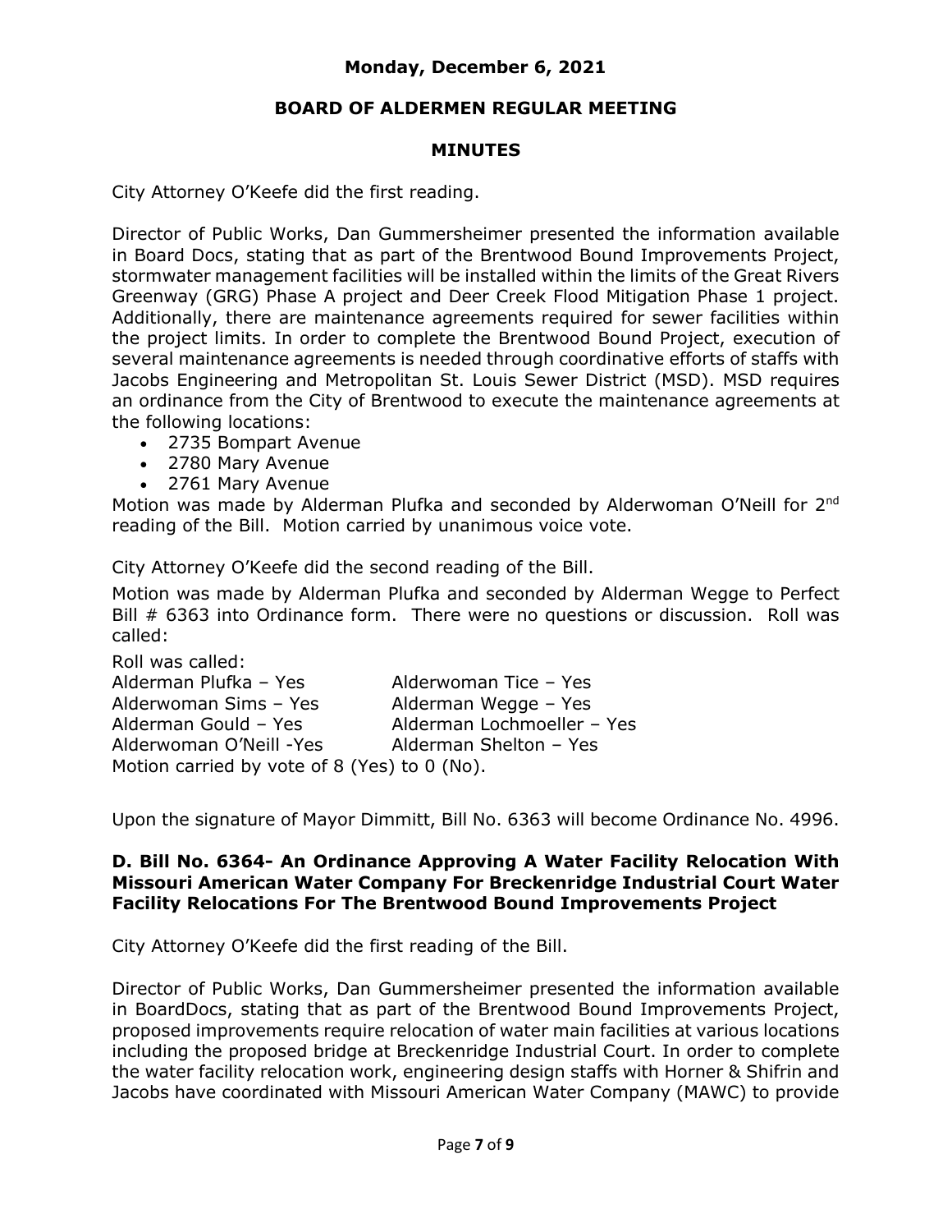City Attorney O'Keefe did the first reading.

Director of Public Works, Dan Gummersheimer presented the information available in Board Docs, stating that as part of the Brentwood Bound Improvements Project, stormwater management facilities will be installed within the limits of the Great Rivers Greenway (GRG) Phase A project and Deer Creek Flood Mitigation Phase 1 project. Additionally, there are maintenance agreements required for sewer facilities within the project limits. In order to complete the Brentwood Bound Project, execution of several maintenance agreements is needed through coordinative efforts of staffs with Jacobs Engineering and Metropolitan St. Louis Sewer District (MSD). MSD requires an ordinance from the City of Brentwood to execute the maintenance agreements at the following locations:

- 2735 Bompart Avenue
- 2780 Mary Avenue
- 2761 Mary Avenue

Motion was made by Alderman Plufka and seconded by Alderwoman O'Neill for 2nd reading of the Bill. Motion carried by unanimous voice vote.

City Attorney O'Keefe did the second reading of the Bill.

Motion was made by Alderman Plufka and seconded by Alderman Wegge to Perfect Bill # 6363 into Ordinance form. There were no questions or discussion. Roll was called:

Roll was called:

| | |
|---|---|
| Alderman Plufka – Yes | Alderwoman Tice – Yes |
| Alderwoman Sims – Yes | Alderman Wegge – Yes |
| Alderman Gould – Yes | Alderman Lochmoeller – Yes |
| Alderwoman O'Neill -Yes | Alderman Shelton – Yes |

Motion carried by vote of 8 (Yes) to 0 (No).

Upon the signature of Mayor Dimmitt, Bill No. 6363 will become Ordinance No. 4996.

### D. Bill No. 6364- An Ordinance Approving A Water Facility Relocation With Missouri American Water Company For Breckenridge Industrial Court Water Facility Relocations For The Brentwood Bound Improvements Project

City Attorney O'Keefe did the first reading of the Bill.

Director of Public Works, Dan Gummersheimer presented the information available in BoardDocs, stating that as part of the Brentwood Bound Improvements Project, proposed improvements require relocation of water main facilities at various locations including the proposed bridge at Breckenridge Industrial Court. In order to complete the water facility relocation work, engineering design staffs with Horner & Shifrin and Jacobs have coordinated with Missouri American Water Company (MAWC) to provide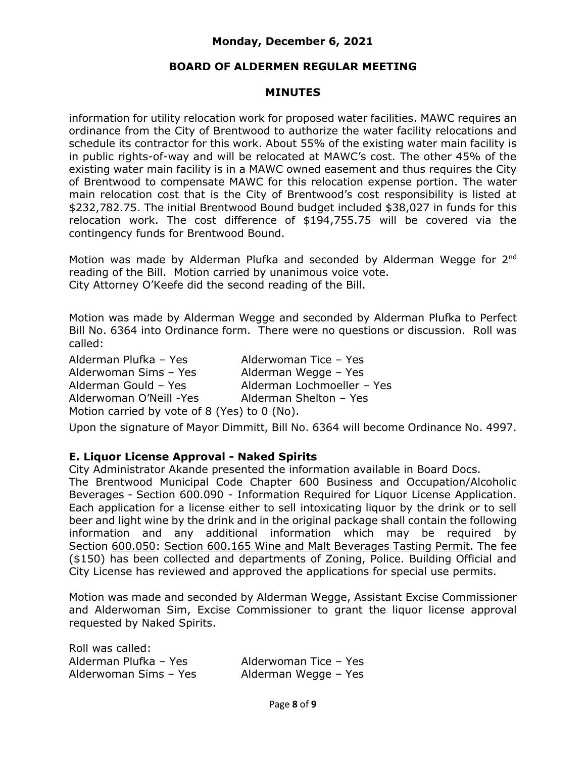information for utility relocation work for proposed water facilities. MAWC requires an ordinance from the City of Brentwood to authorize the water facility relocations and schedule its contractor for this work. About 55% of the existing water main facility is in public rights-of-way and will be relocated at MAWC's cost. The other 45% of the existing water main facility is in a MAWC owned easement and thus requires the City of Brentwood to compensate MAWC for this relocation expense portion. The water main relocation cost that is the City of Brentwood's cost responsibility is listed at $232,782.75. The initial Brentwood Bound budget included $38,027 in funds for this relocation work. The cost difference of $194,755.75 will be covered via the contingency funds for Brentwood Bound.

Motion was made by Alderman Plufka and seconded by Alderman Wegge for 2nd reading of the Bill. Motion carried by unanimous voice vote.
City Attorney O'Keefe did the second reading of the Bill.

Motion was made by Alderman Wegge and seconded by Alderman Plufka to Perfect Bill No. 6364 into Ordinance form. There were no questions or discussion. Roll was called:

Alderman Plufka – Yes
Alderwoman Tice – Yes
Alderwoman Sims – Yes
Alderman Wegge – Yes
Alderman Gould – Yes
Alderman Lochmoeller – Yes
Alderwoman O'Neill -Yes
Alderman Shelton – Yes

Motion carried by vote of 8 (Yes) to 0 (No).

Upon the signature of Mayor Dimmitt, Bill No. 6364 will become Ordinance No. 4997.

**E. Liquor License Approval - Naked Spirits**

City Administrator Akande presented the information available in Board Docs.
The Brentwood Municipal Code Chapter 600 Business and Occupation/Alcoholic Beverages - Section 600.090 - Information Required for Liquor License Application. Each application for a license either to sell intoxicating liquor by the drink or to sell beer and light wine by the drink and in the original package shall contain the following information and any additional information which may be required by Section 600.050: Section 600.165 Wine and Malt Beverages Tasting Permit. The fee ($150) has been collected and departments of Zoning, Police. Building Official and City License has reviewed and approved the applications for special use permits.

Motion was made and seconded by Alderman Wegge, Assistant Excise Commissioner and Alderwoman Sim, Excise Commissioner to grant the liquor license approval requested by Naked Spirits.

Roll was called:

Alderman Plufka – Yes
Alderwoman Tice – Yes
Alderwoman Sims – Yes
Alderman Wegge – Yes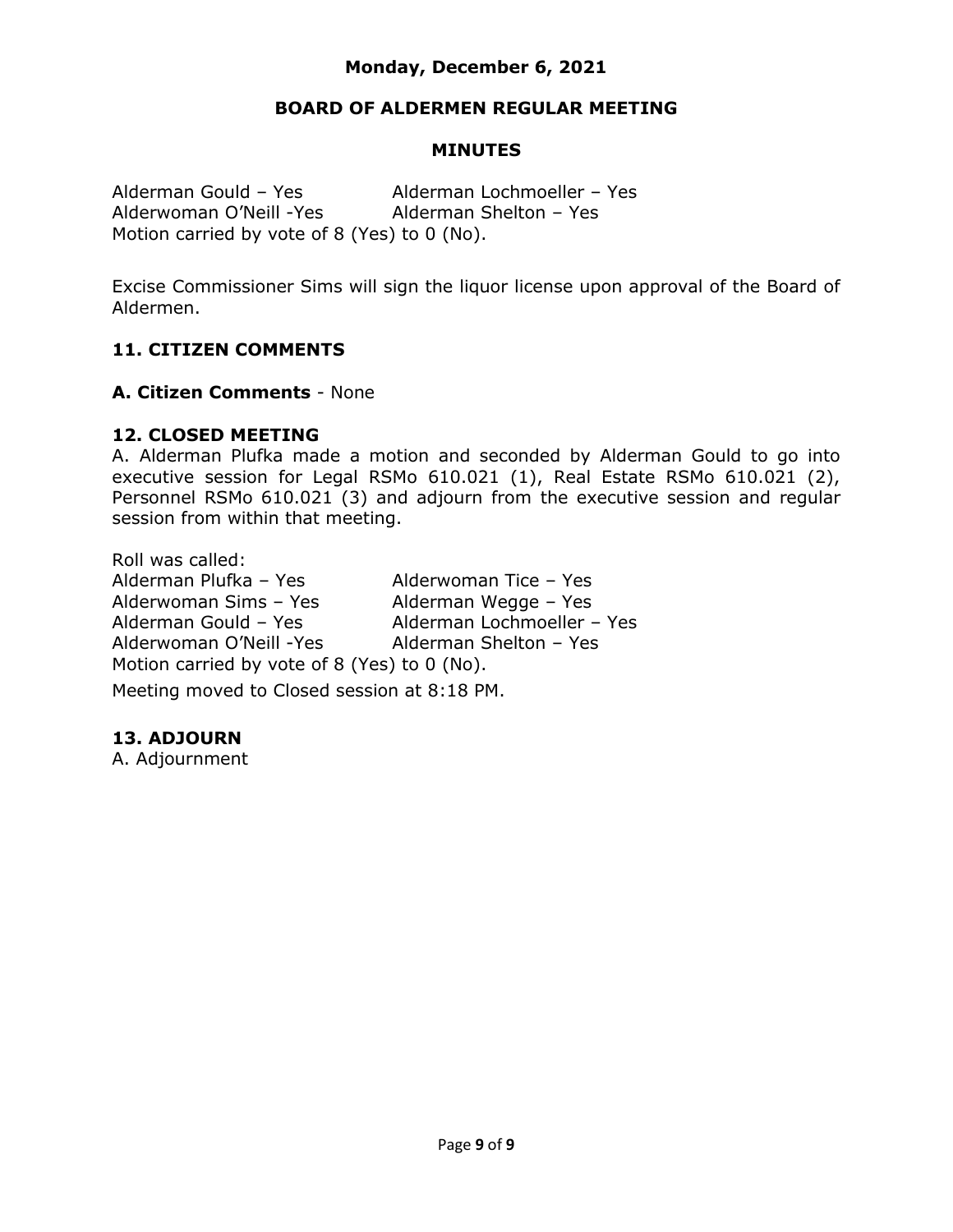Alderman Gould – Yes Alderman Lochmoeller – Yes
Alderwoman O'Neill -Yes Alderman Shelton – Yes
Motion carried by vote of 8 (Yes) to 0 (No).

Excise Commissioner Sims will sign the liquor license upon approval of the Board of Aldermen.

## 11. CITIZEN COMMENTS

**A. Citizen Comments** - None

## 12. CLOSED MEETING

A. Alderman Plufka made a motion and seconded by Alderman Gould to go into executive session for Legal RSMo 610.021 (1), Real Estate RSMo 610.021 (2), Personnel RSMo 610.021 (3) and adjourn from the executive session and regular session from within that meeting.

Roll was called:
Alderman Plufka – Yes Alderwoman Tice – Yes
Alderwoman Sims – Yes Alderman Wegge – Yes
Alderman Gould – Yes Alderman Lochmoeller – Yes
Alderwoman O'Neill -Yes Alderman Shelton – Yes
Motion carried by vote of 8 (Yes) to 0 (No).

Meeting moved to Closed session at 8:18 PM.

## 13. ADJOURN

A. Adjournment